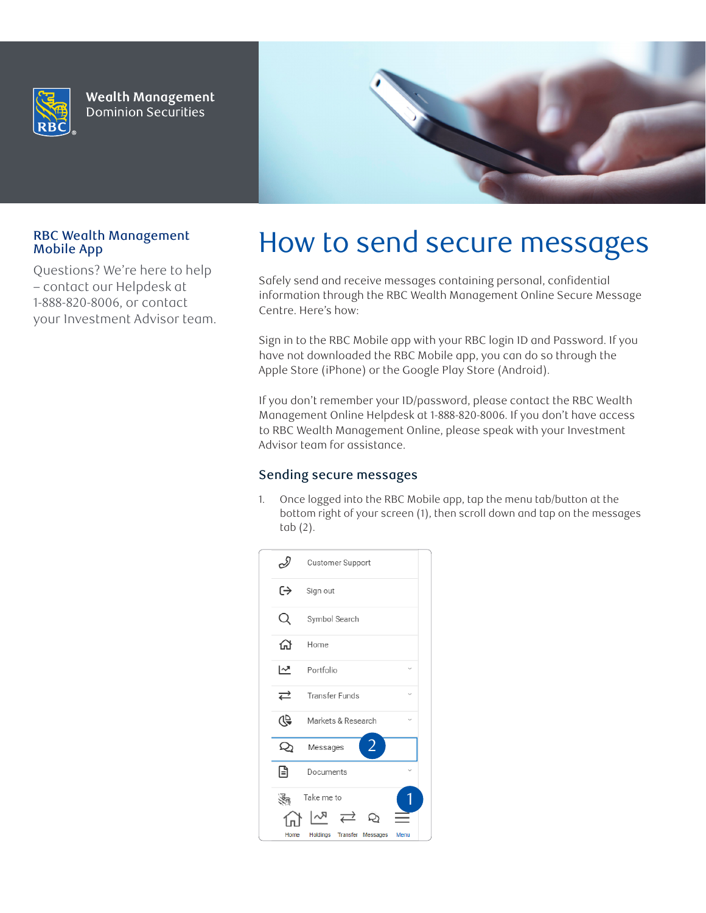Wealth Management
Dominion Securities

## RBC Wealth Management Mobile App

Questions? We're here to help – contact our Helpdesk at 1-888-820-8006, or contact your Investment Advisor team.

# How to send secure messages

Safely send and receive messages containing personal, confidential information through the RBC Wealth Management Online Secure Message Centre. Here's how:

Sign in to the RBC Mobile app with your RBC login ID and Password. If you have not downloaded the RBC Mobile app, you can do so through the Apple Store (iPhone) or the Google Play Store (Android).

If you don't remember your ID/password, please contact the RBC Wealth Management Online Helpdesk at 1-888-820-8006. If you don't have access to RBC Wealth Management Online, please speak with your Investment Advisor team for assistance.

## Sending secure messages

1. Once logged into the RBC Mobile app, tap the menu tab/button at the bottom right of your screen (1), then scroll down and tap on the messages tab (2).

Customer Support
Sign out
Symbol Search
Home
Portfolio
Transfer Funds
Markets & Research
Messages (2)
Documents
Take me to (1)
Home Holdings Transfer Messages Menu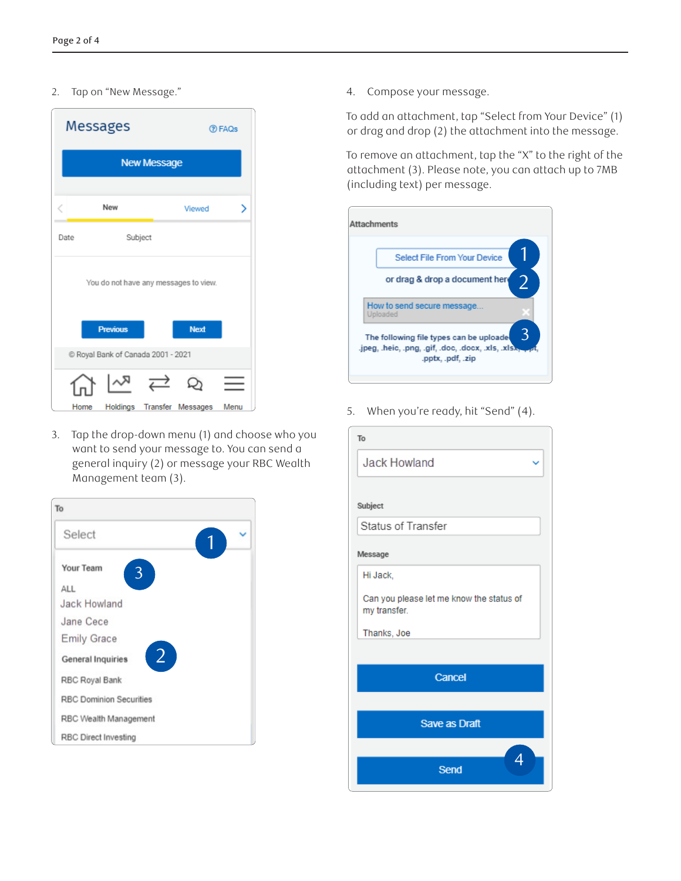2. Tap on "New Message."

3. Tap the drop-down menu (1) and choose who you want to send your message to. You can send a general inquiry (2) or message your RBC Wealth Management team (3).

4. Compose your message.

To add an attachment, tap "Select from Your Device" (1) or drag and drop (2) the attachment into the message.

To remove an attachment, tap the "X" to the right of the attachment (3). Please note, you can attach up to 7MB (including text) per message.

5. When you're ready, hit "Send" (4).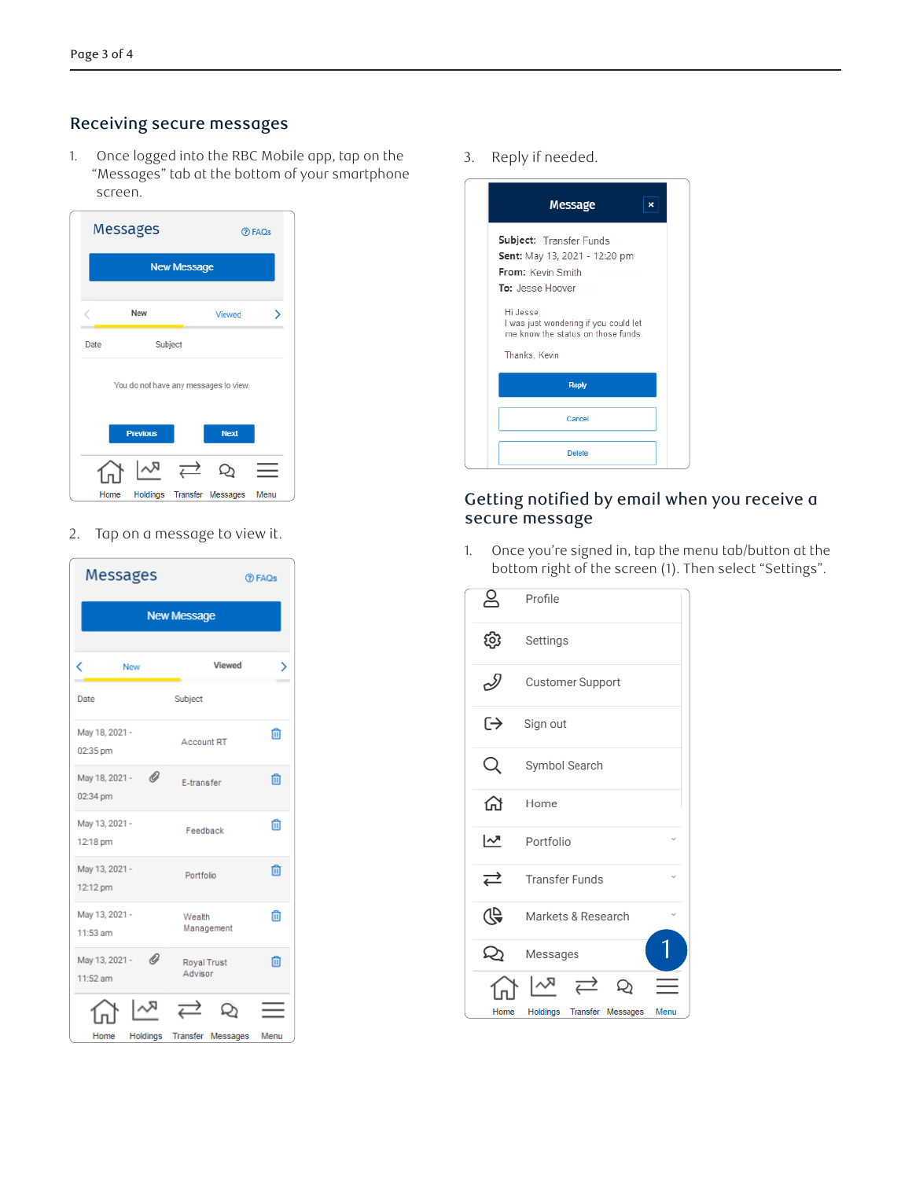## Receiving secure messages

1. Once logged into the RBC Mobile app, tap on the "Messages" tab at the bottom of your smartphone screen.

2. Tap on a message to view it.

3. Reply if needed.

## Getting notified by email when you receive a secure message

1. Once you're signed in, tap the menu tab/button at the bottom right of the screen (1). Then select "Settings".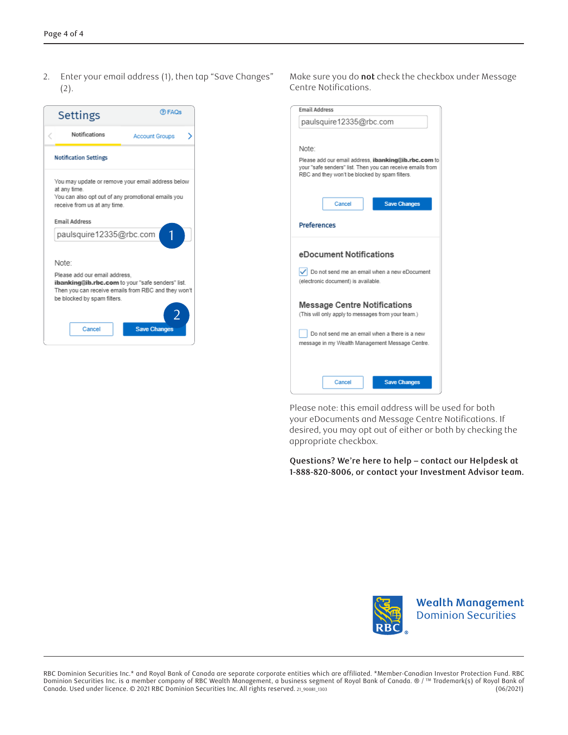2. Enter your email address (1), then tap "Save Changes" (2).

Settings

ⓘ FAQs

Notifications | Account Groups

Notification Settings

You may update or remove your email address below at any time.
You can also opt out of any promotional emails you receive from us at any time.

Email Address

paulsquire12335@rbc.com (1)

Note:

Please add our email address, **ibanking@ib.rbc.com** to your "safe senders" list. Then you can receive emails from RBC and they won't be blocked by spam filters.

Cancel | Save Changes (2)

Make sure you do **not** check the checkbox under Message Centre Notifications.

Email Address

paulsquire12335@rbc.com

Note:

Please add our email address, **ibanking@ib.rbc.com** to your "safe senders" list. Then you can receive emails from RBC and they won't be blocked by spam filters.

Cancel | Save Changes

Preferences

eDocument Notifications

☑ Do not send me an email when a new eDocument (electronic document) is available.

Message Centre Notifications

(This will only apply to messages from your team.)

☐ Do not send me an email when a there is a new message in my Wealth Management Message Centre.

Cancel | Save Changes

Please note: this email address will be used for both your eDocuments and Message Centre Notifications. If desired, you may opt out of either or both by checking the appropriate checkbox.

**Questions? We're here to help – contact our Helpdesk at 1-888-820-8006, or contact your Investment Advisor team.**

Wealth Management
Dominion Securities

RBC Dominion Securities Inc.* and Royal Bank of Canada are separate corporate entities which are affiliated. *Member-Canadian Investor Protection Fund. RBC Dominion Securities Inc. is a member company of RBC Wealth Management, a business segment of Royal Bank of Canada. ® / ™ Trademark(s) of Royal Bank of Canada. Used under licence. © 2021 RBC Dominion Securities Inc. All rights reserved. 21_90081_1303 (06/2021)